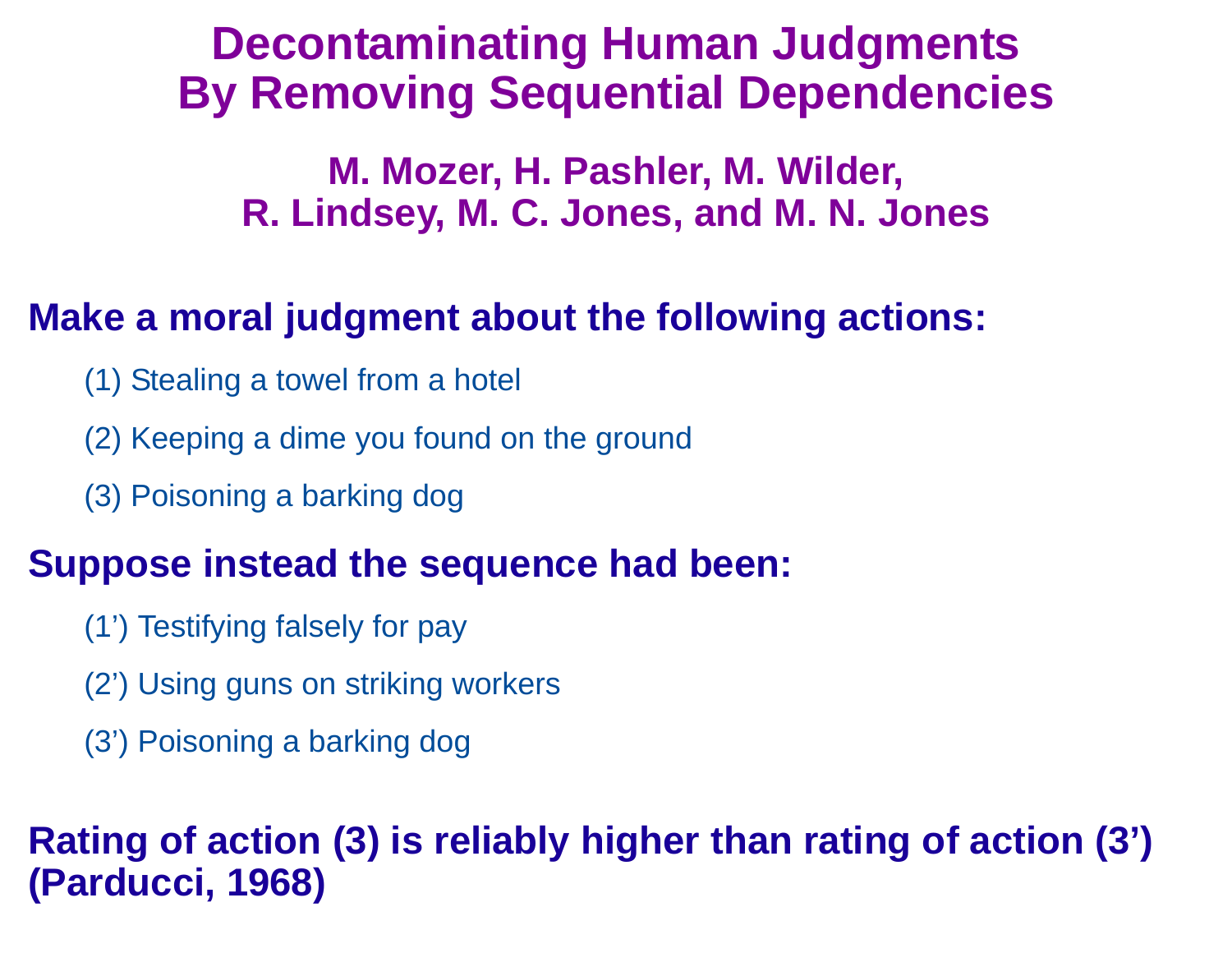# Decontaminating Human Judgments By Removing Sequential Dependencies

**M. Mozer, H. Pashler, M. Wilder, R. Lindsey, M. C. Jones, and M. N. Jones**

## Make a moral judgment about the following actions:

(1) Stealing a towel from a hotel

(2) Keeping a dime you found on the ground

(3) Poisoning a barking dog

## Suppose instead the sequence had been:

(1') Testifying falsely for pay

(2') Using guns on striking workers

(3') Poisoning a barking dog

## Rating of action (3) is reliably higher than rating of action (3') (Parducci, 1968)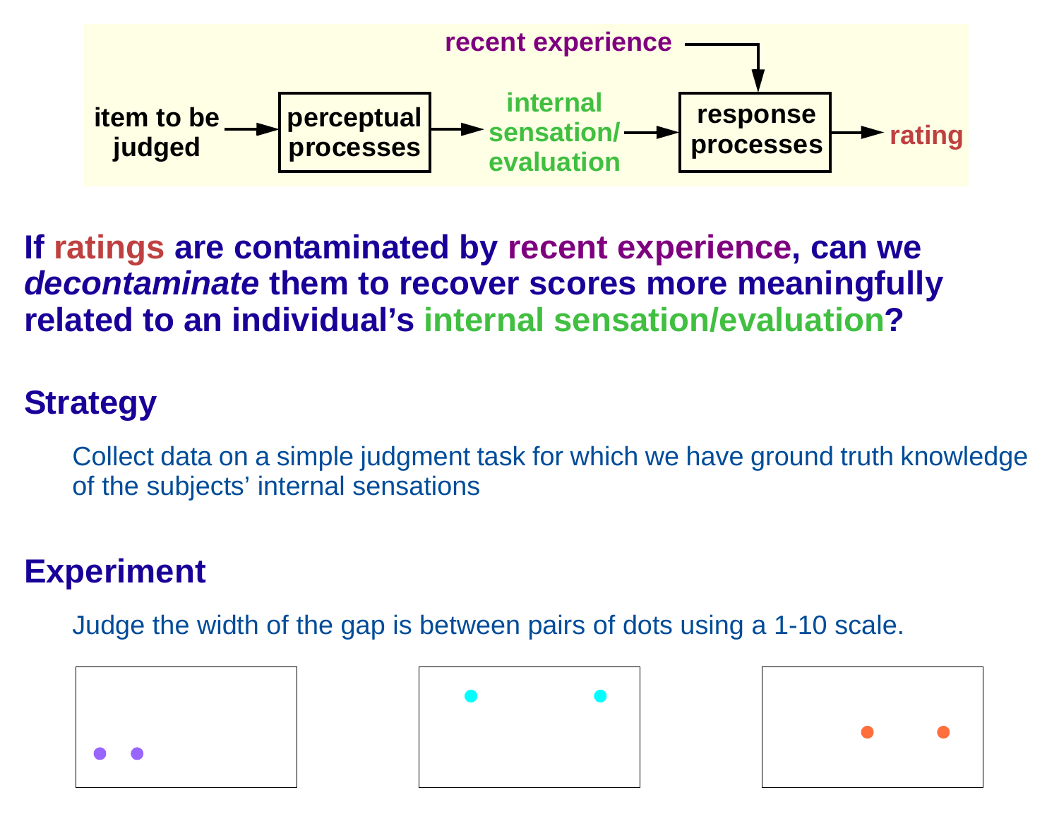item to be judged → perceptual processes → internal sensation/evaluation → response processes → rating

recent experience → response processes

**If ratings are contaminated by recent experience, can we *decontaminate* them to recover scores more meaningfully related to an individual's internal sensation/evaluation?**

## Strategy

Collect data on a simple judgment task for which we have ground truth knowledge of the subjects' internal sensations

## Experiment

Judge the width of the gap is between pairs of dots using a 1-10 scale.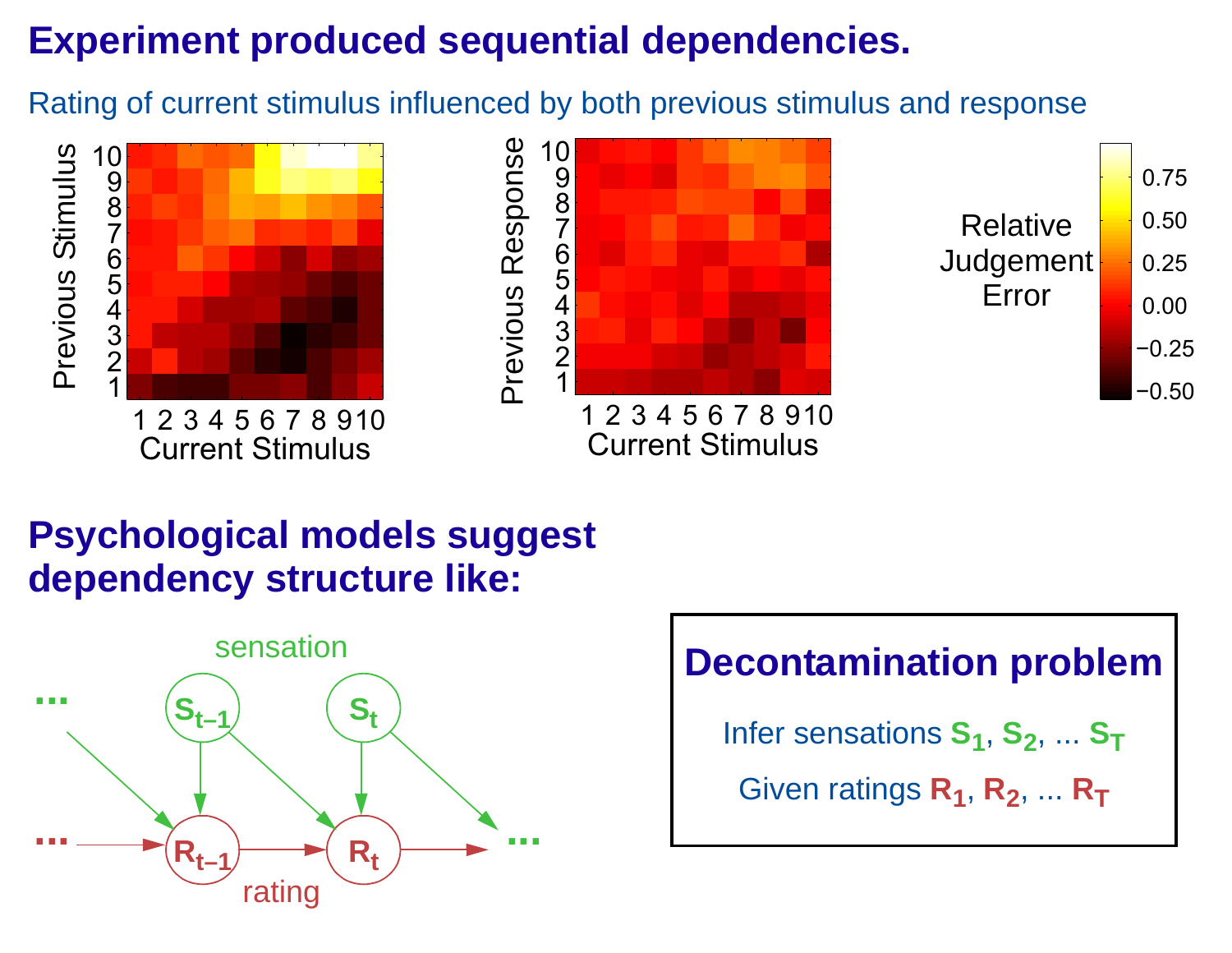# Experiment produced sequential dependencies.

Rating of current stimulus influenced by both previous stimulus and response

# Psychological models suggest dependency structure like:

## Decontamination problem

Infer sensations $S_1$, $S_2$, ... $S_T$

Given ratings $R_1$, $R_2$, ... $R_T$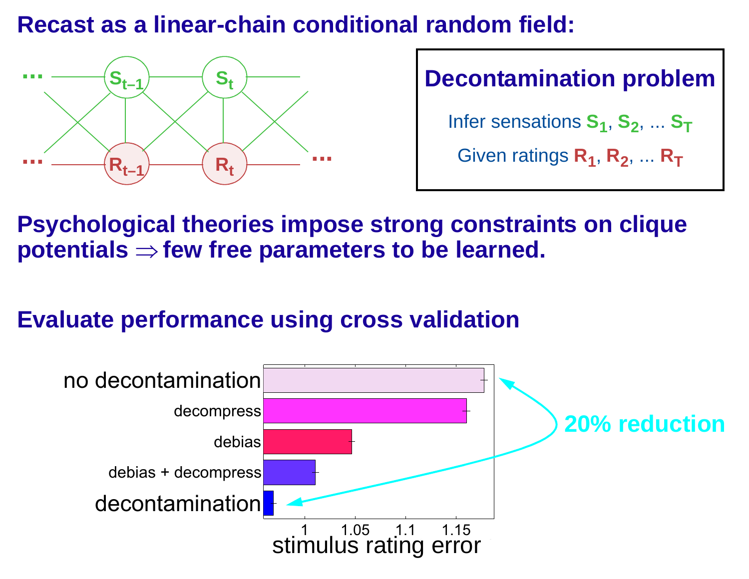## Recast as a linear-chain conditional random field:

... $S_{t-1}$ $S_t$

... $R_{t-1}$ $R_t$ ...

**Decontamination problem**

Infer sensations $S_1$, $S_2$, ... $S_T$

Given ratings $R_1$, $R_2$, ... $R_T$

## Psychological theories impose strong constraints on clique potentials ⇒ few free parameters to be learned.

## Evaluate performance using cross validation

no decontamination

decompress

debias

debias + decompress

decontamination

1 1.05 1.1 1.15

stimulus rating error

20% reduction